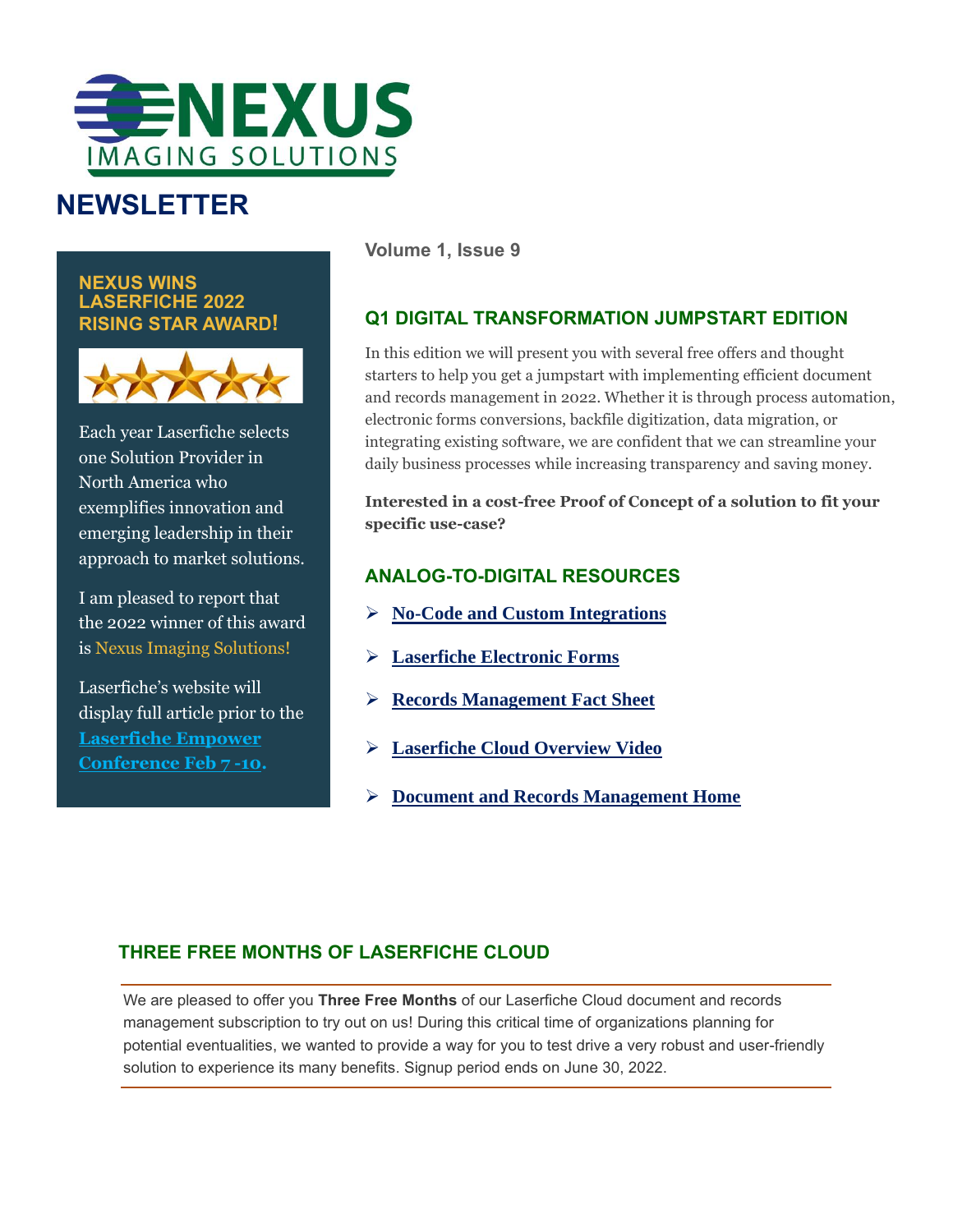# NEXUS IMAGING SOLUTIONS

# NEWSLETTER

**Volume 1, Issue 9**

## NEXUS WINS LASERFICHE 2022 RISING STAR AWARD!

Each year Laserfiche selects one Solution Provider in North America who exemplifies innovation and emerging leadership in their approach to market solutions.

I am pleased to report that the 2022 winner of this award is Nexus Imaging Solutions!

Laserfiche's website will display full article prior to the **Laserfiche Empower Conference Feb 7 -10.**

## Q1 DIGITAL TRANSFORMATION JUMPSTART EDITION

In this edition we will present you with several free offers and thought starters to help you get a jumpstart with implementing efficient document and records management in 2022. Whether it is through process automation, electronic forms conversions, backfile digitization, data migration, or integrating existing software, we are confident that we can streamline your daily business processes while increasing transparency and saving money.

**Interested in a cost-free Proof of Concept of a solution to fit your specific use-case?**

## ANALOG-TO-DIGITAL RESOURCES

- **No-Code and Custom Integrations**
- **Laserfiche Electronic Forms**
- **Records Management Fact Sheet**
- **Laserfiche Cloud Overview Video**
- **Document and Records Management Home**

## THREE FREE MONTHS OF LASERFICHE CLOUD

We are pleased to offer you **Three Free Months** of our Laserfiche Cloud document and records management subscription to try out on us! During this critical time of organizations planning for potential eventualities, we wanted to provide a way for you to test drive a very robust and user-friendly solution to experience its many benefits. Signup period ends on June 30, 2022.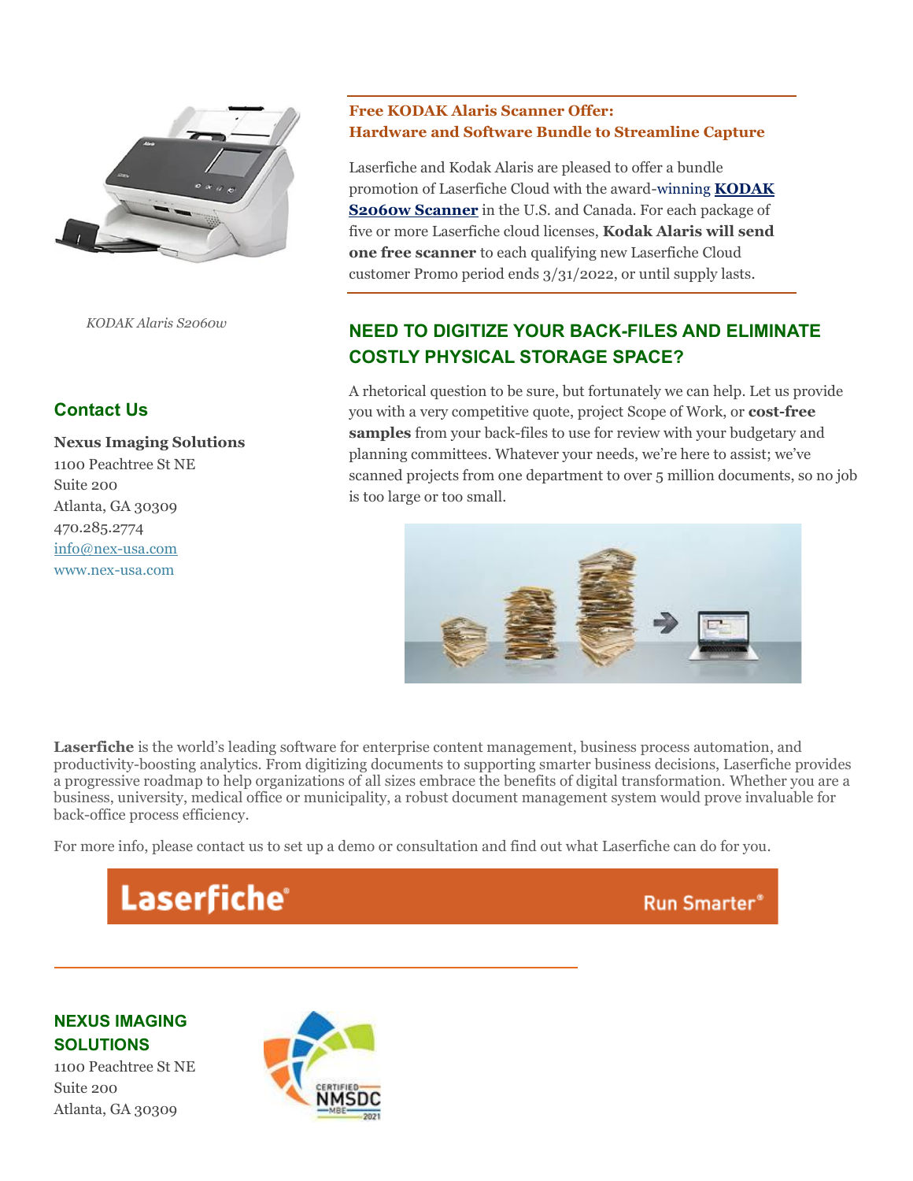KODAK Alaris S2060w

## Free KODAK Alaris Scanner Offer: Hardware and Software Bundle to Streamline Capture

Laserfiche and Kodak Alaris are pleased to offer a bundle promotion of Laserfiche Cloud with the award-winning **KODAK S2060w Scanner** in the U.S. and Canada. For each package of five or more Laserfiche cloud licenses, **Kodak Alaris will send one free scanner** to each qualifying new Laserfiche Cloud customer Promo period ends 3/31/2022, or until supply lasts.

## Contact Us

**Nexus Imaging Solutions**
1100 Peachtree St NE
Suite 200
Atlanta, GA 30309
470.285.2774
info@nex-usa.com
www.nex-usa.com

## NEED TO DIGITIZE YOUR BACK-FILES AND ELIMINATE COSTLY PHYSICAL STORAGE SPACE?

A rhetorical question to be sure, but fortunately we can help. Let us provide you with a very competitive quote, project Scope of Work, or **cost-free samples** from your back-files to use for review with your budgetary and planning committees. Whatever your needs, we're here to assist; we've scanned projects from one department to over 5 million documents, so no job is too large or too small.

**Laserfiche** is the world's leading software for enterprise content management, business process automation, and productivity-boosting analytics. From digitizing documents to supporting smarter business decisions, Laserfiche provides a progressive roadmap to help organizations of all sizes embrace the benefits of digital transformation. Whether you are a business, university, medical office or municipality, a robust document management system would prove invaluable for back-office process efficiency.

For more info, please contact us to set up a demo or consultation and find out what Laserfiche can do for you.

Laserfiche® Run Smarter®

## NEXUS IMAGING SOLUTIONS

1100 Peachtree St NE
Suite 200
Atlanta, GA 30309

CERTIFIED NMSDC MBE 2021